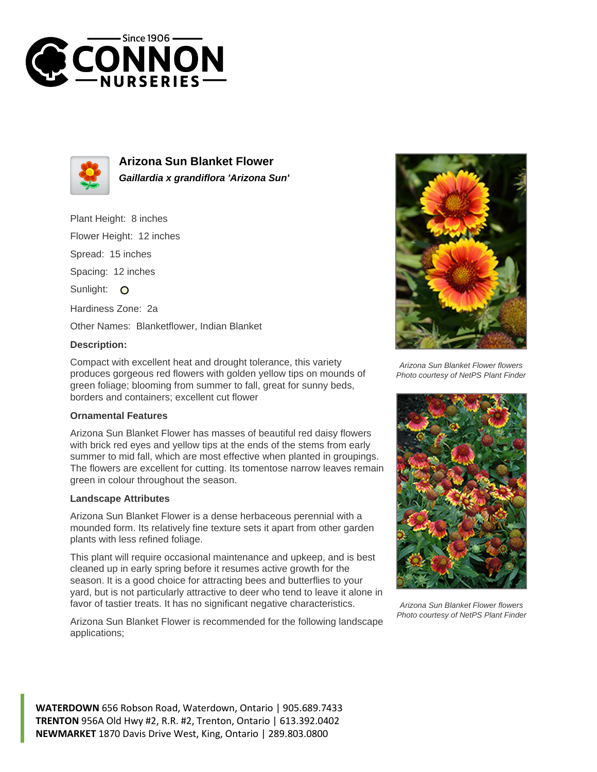# Arizona Sun Blanket Flower

***Gaillardia x grandiflora 'Arizona Sun'***

Plant Height: 8 inches

Flower Height: 12 inches

Spread: 15 inches

Spacing: 12 inches

Sunlight: O

Hardiness Zone: 2a

Other Names: Blanketflower, Indian Blanket

### Description:

Compact with excellent heat and drought tolerance, this variety produces gorgeous red flowers with golden yellow tips on mounds of green foliage; blooming from summer to fall, great for sunny beds, borders and containers; excellent cut flower

#### Ornamental Features

Arizona Sun Blanket Flower has masses of beautiful red daisy flowers with brick red eyes and yellow tips at the ends of the stems from early summer to mid fall, which are most effective when planted in groupings. The flowers are excellent for cutting. Its tomentose narrow leaves remain green in colour throughout the season.

#### Landscape Attributes

Arizona Sun Blanket Flower is a dense herbaceous perennial with a mounded form. Its relatively fine texture sets it apart from other garden plants with less refined foliage.

This plant will require occasional maintenance and upkeep, and is best cleaned up in early spring before it resumes active growth for the season. It is a good choice for attracting bees and butterflies to your yard, but is not particularly attractive to deer who tend to leave it alone in favor of tastier treats. It has no significant negative characteristics.

Arizona Sun Blanket Flower is recommended for the following landscape applications;

*Arizona Sun Blanket Flower flowers*
*Photo courtesy of NetPS Plant Finder*

*Arizona Sun Blanket Flower flowers*
*Photo courtesy of NetPS Plant Finder*

**WATERDOWN** 656 Robson Road, Waterdown, Ontario | 905.689.7433
**TRENTON** 956A Old Hwy #2, R.R. #2, Trenton, Ontario | 613.392.0402
**NEWMARKET** 1870 Davis Drive West, King, Ontario | 289.803.0800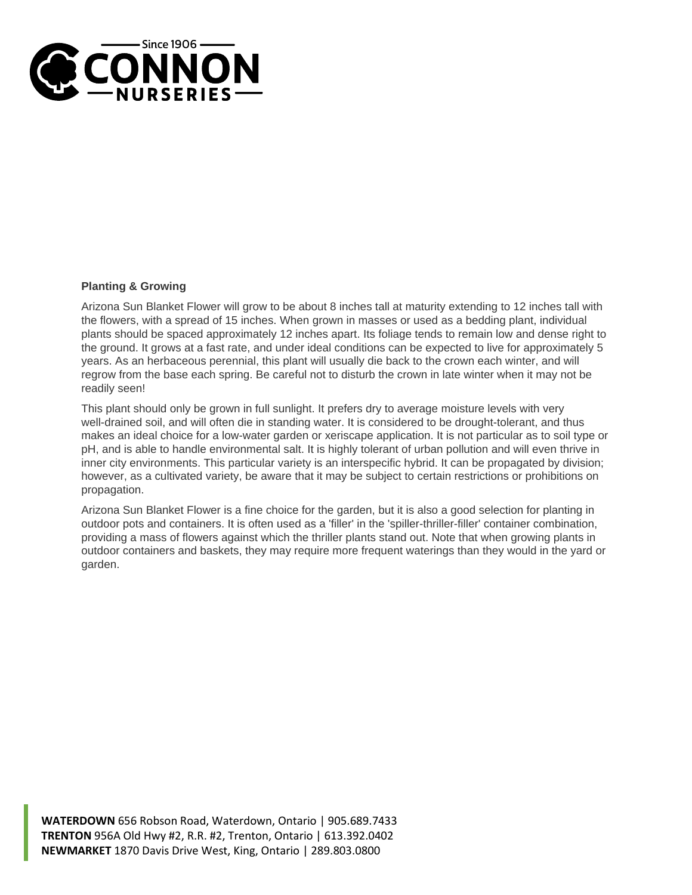### Planting & Growing

Arizona Sun Blanket Flower will grow to be about 8 inches tall at maturity extending to 12 inches tall with the flowers, with a spread of 15 inches. When grown in masses or used as a bedding plant, individual plants should be spaced approximately 12 inches apart. Its foliage tends to remain low and dense right to the ground. It grows at a fast rate, and under ideal conditions can be expected to live for approximately 5 years. As an herbaceous perennial, this plant will usually die back to the crown each winter, and will regrow from the base each spring. Be careful not to disturb the crown in late winter when it may not be readily seen!

This plant should only be grown in full sunlight. It prefers dry to average moisture levels with very well-drained soil, and will often die in standing water. It is considered to be drought-tolerant, and thus makes an ideal choice for a low-water garden or xeriscape application. It is not particular as to soil type or pH, and is able to handle environmental salt. It is highly tolerant of urban pollution and will even thrive in inner city environments. This particular variety is an interspecific hybrid. It can be propagated by division; however, as a cultivated variety, be aware that it may be subject to certain restrictions or prohibitions on propagation.

Arizona Sun Blanket Flower is a fine choice for the garden, but it is also a good selection for planting in outdoor pots and containers. It is often used as a 'filler' in the 'spiller-thriller-filler' container combination, providing a mass of flowers against which the thriller plants stand out. Note that when growing plants in outdoor containers and baskets, they may require more frequent waterings than they would in the yard or garden.